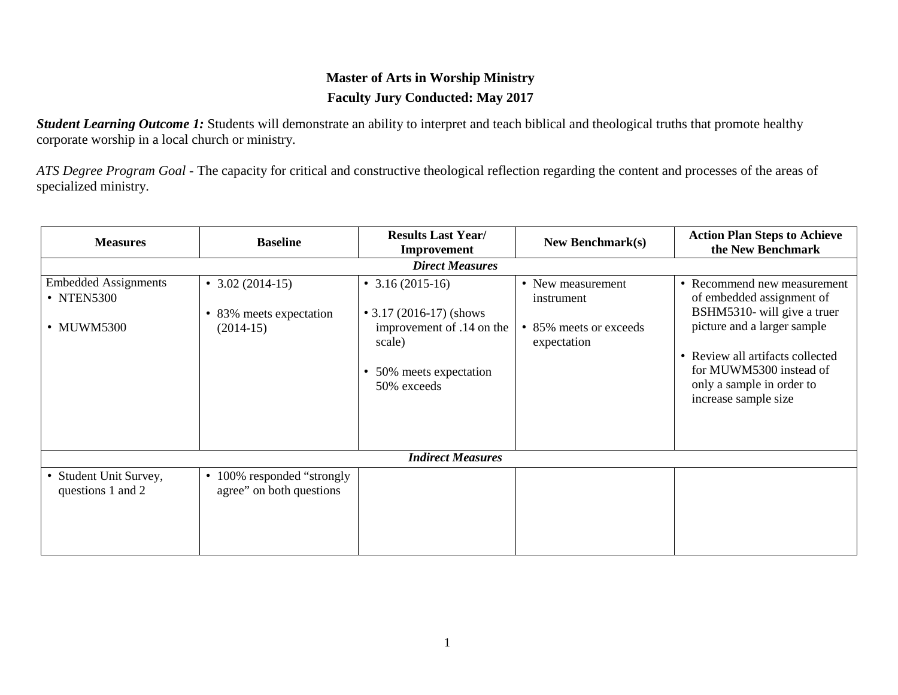**Master of Arts in Worship Ministry**

**Faculty Jury Conducted: May 2017**

***Student Learning Outcome 1:*** Students will demonstrate an ability to interpret and teach biblical and theological truths that promote healthy corporate worship in a local church or ministry.

*ATS Degree Program Goal* - The capacity for critical and constructive theological reflection regarding the content and processes of the areas of specialized ministry.

| Measures | Baseline | Results Last Year/ Improvement | New Benchmark(s) | Action Plan Steps to Achieve the New Benchmark |
|---|---|---|---|---|
| ***Direct Measures*** | | | | |
| Embedded Assignments<br>• NTEN5300<br>• MUWM5300 | • 3.02 (2014-15)<br>• 83% meets expectation (2014-15) | • 3.16 (2015-16)<br>• 3.17 (2016-17) (shows improvement of .14 on the scale)<br>• 50% meets expectation 50% exceeds | • New measurement instrument<br>• 85% meets or exceeds expectation | • Recommend new measurement of embedded assignment of BSHM5310- will give a truer picture and a larger sample<br>• Review all artifacts collected for MUWM5300 instead of only a sample in order to increase sample size |
| ***Indirect Measures*** | | | | |
| • Student Unit Survey, questions 1 and 2 | • 100% responded "strongly agree" on both questions | | | |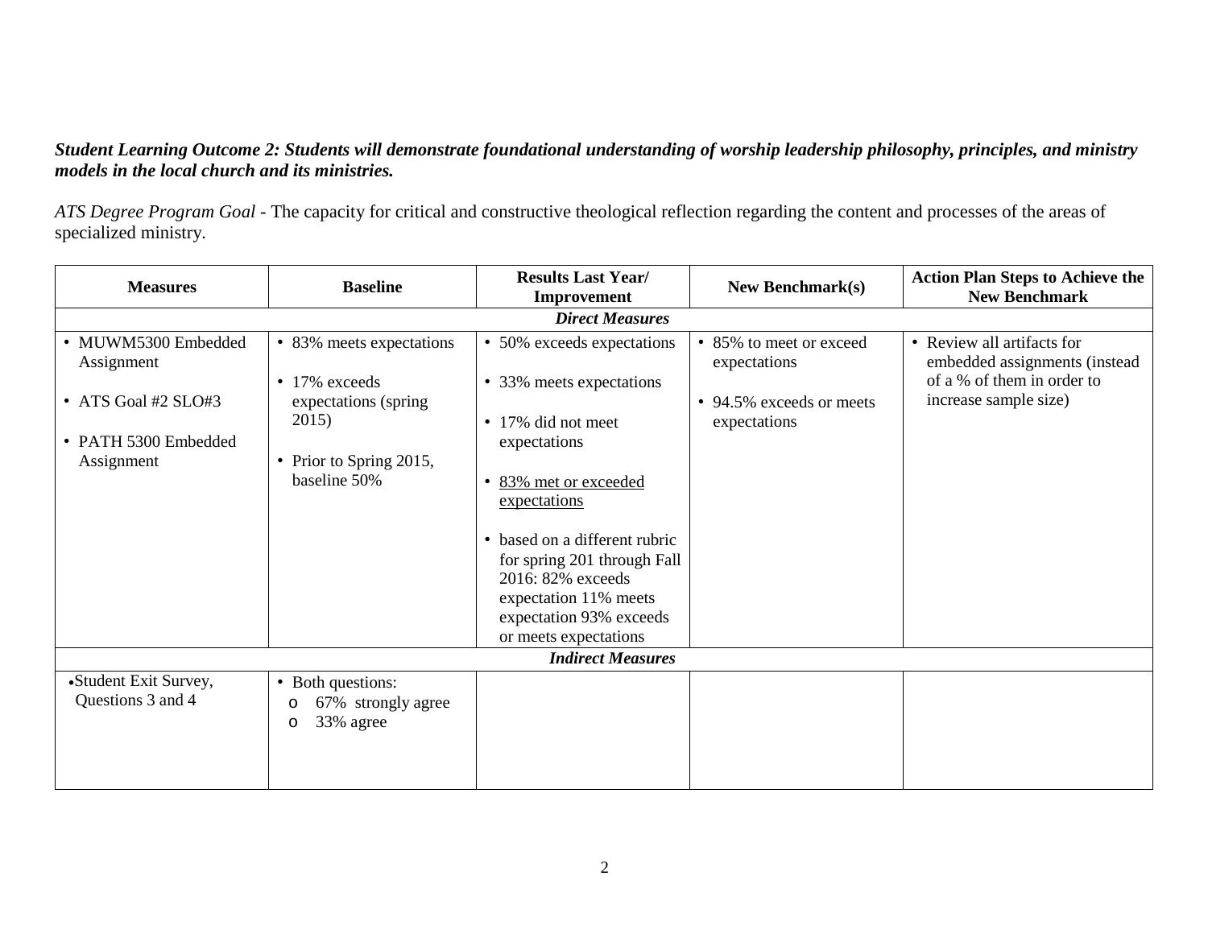***Student Learning Outcome 2: Students will demonstrate foundational understanding of worship leadership philosophy, principles, and ministry models in the local church and its ministries.***

*ATS Degree Program Goal* - The capacity for critical and constructive theological reflection regarding the content and processes of the areas of specialized ministry.

| Measures | Baseline | Results Last Year/ Improvement | New Benchmark(s) | Action Plan Steps to Achieve the New Benchmark |
|---|---|---|---|---|
| | | ***Direct Measures*** | | |
| • MUWM5300 Embedded Assignment<br>• ATS Goal #2 SLO#3<br>• PATH 5300 Embedded Assignment | • 83% meets expectations<br>• 17% exceeds expectations (spring 2015)<br>• Prior to Spring 2015, baseline 50% | • 50% exceeds expectations<br>• 33% meets expectations<br>• 17% did not meet expectations<br>• <u>83% met or exceeded expectations</u><br>• based on a different rubric for spring 201 through Fall 2016: 82% exceeds expectation 11% meets expectation 93% exceeds or meets expectations | • 85% to meet or exceed expectations<br>• 94.5% exceeds or meets expectations | • Review all artifacts for embedded assignments (instead of a % of them in order to increase sample size) |
| | | ***Indirect Measures*** | | |
| • Student Exit Survey, Questions 3 and 4 | • Both questions:<br>  o 67% strongly agree<br>  o 33% agree | | | |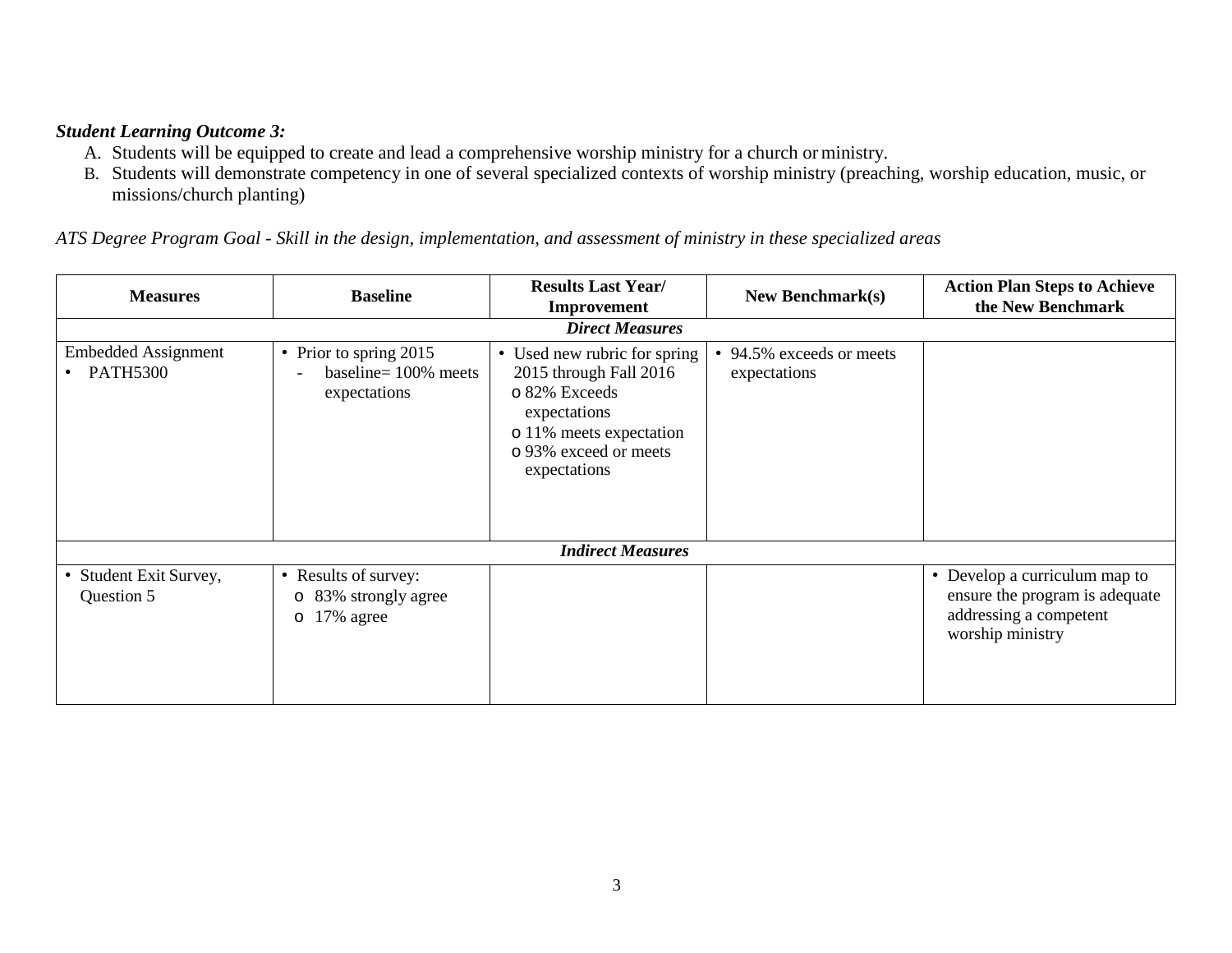***Student Learning Outcome 3:***

A. Students will be equipped to create and lead a comprehensive worship ministry for a church or ministry.
B. Students will demonstrate competency in one of several specialized contexts of worship ministry (preaching, worship education, music, or missions/church planting)

*ATS Degree Program Goal - Skill in the design, implementation, and assessment of ministry in these specialized areas*

| **Measures** | **Baseline** | **Results Last Year/ Improvement** | **New Benchmark(s)** | **Action Plan Steps to Achieve the New Benchmark** |
|---|---|---|---|---|
| ***Direct Measures*** | | | | |
| Embedded Assignment<br>• PATH5300 | • Prior to spring 2015<br>- baseline= 100% meets expectations | • Used new rubric for spring 2015 through Fall 2016<br>o 82% Exceeds expectations<br>o 11% meets expectation<br>o 93% exceed or meets expectations | • 94.5% exceeds or meets expectations | |
| ***Indirect Measures*** | | | | |
| • Student Exit Survey, Question 5 | • Results of survey:<br>o 83% strongly agree<br>o 17% agree | | | • Develop a curriculum map to ensure the program is adequate addressing a competent worship ministry |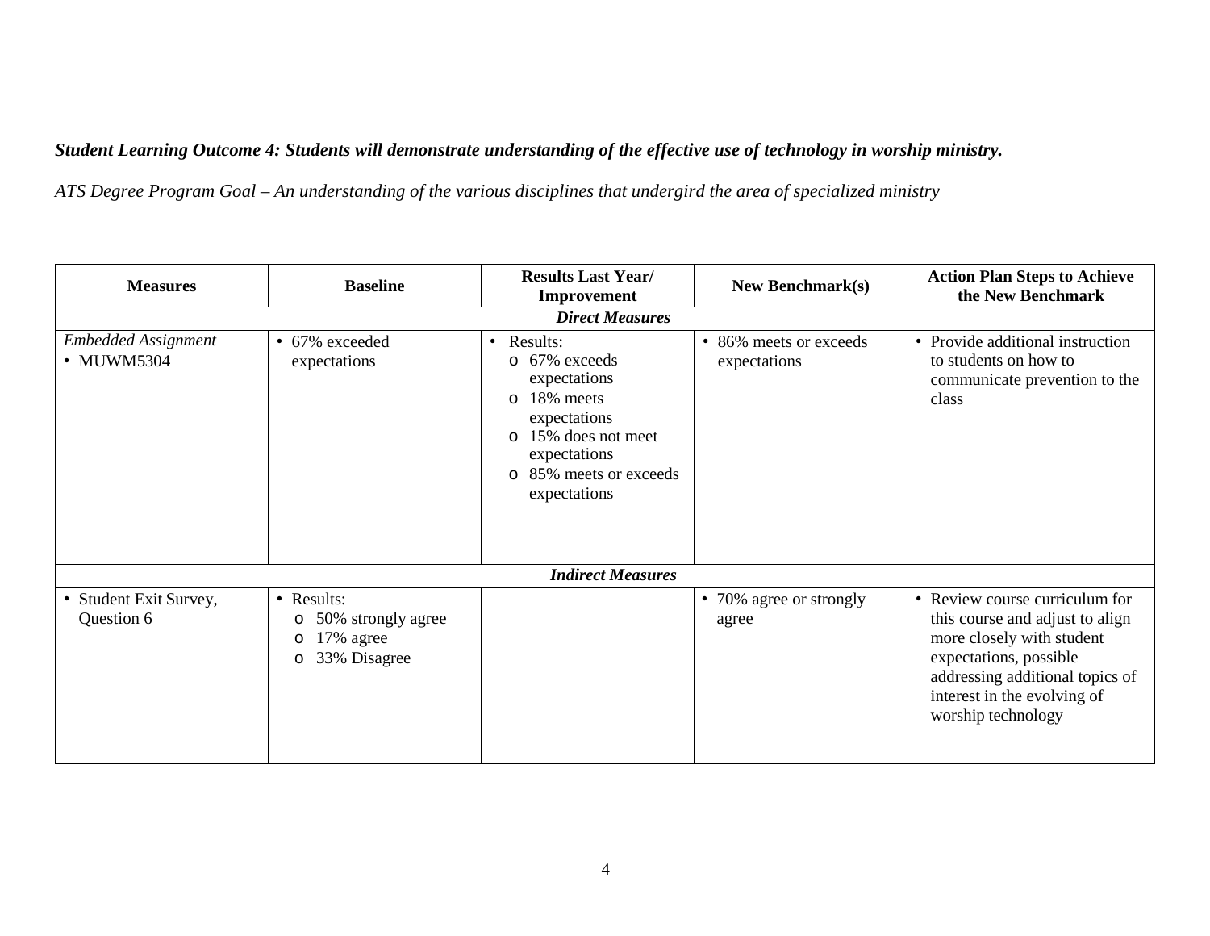***Student Learning Outcome 4: Students will demonstrate understanding of the effective use of technology in worship ministry.***

*ATS Degree Program Goal – An understanding of the various disciplines that undergird the area of specialized ministry*

| Measures | Baseline | Results Last Year/ Improvement | New Benchmark(s) | Action Plan Steps to Achieve the New Benchmark |
|---|---|---|---|---|
| ***Direct Measures*** | | | | |
| *Embedded Assignment*<br>• MUWM5304 | • 67% exceeded expectations | • Results:<br>o 67% exceeds expectations<br>o 18% meets expectations<br>o 15% does not meet expectations<br>o 85% meets or exceeds expectations | • 86% meets or exceeds expectations | • Provide additional instruction to students on how to communicate prevention to the class |
| ***Indirect Measures*** | | | | |
| • Student Exit Survey, Question 6 | • Results:<br>o 50% strongly agree<br>o 17% agree<br>o 33% Disagree | | • 70% agree or strongly agree | • Review course curriculum for this course and adjust to align more closely with student expectations, possible addressing additional topics of interest in the evolving of worship technology |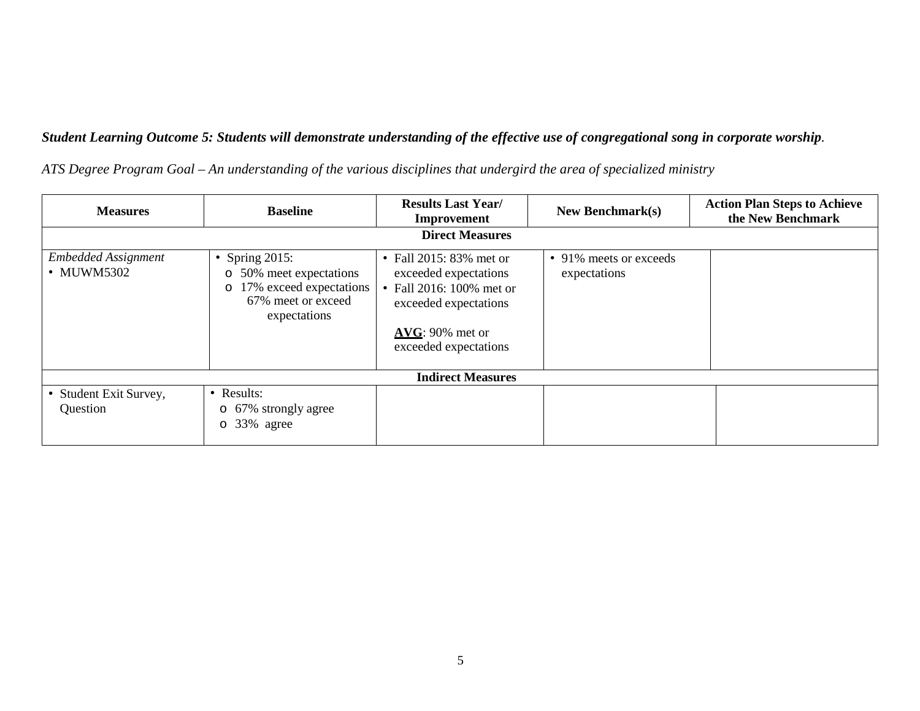***Student Learning Outcome 5: Students will demonstrate understanding of the effective use of congregational song in corporate worship***.

*ATS Degree Program Goal – An understanding of the various disciplines that undergird the area of specialized ministry*

| Measures | Baseline | Results Last Year/ Improvement | New Benchmark(s) | Action Plan Steps to Achieve the New Benchmark |
|---|---|---|---|---|
| **Direct Measures** | | | | |
| *Embedded Assignment*<br>• MUWM5302 | • Spring 2015:<br>o 50% meet expectations<br>o 17% exceed expectations<br>67% meet or exceed expectations | • Fall 2015: 83% met or exceeded expectations<br>• Fall 2016: 100% met or exceeded expectations<br><br>**AVG**: 90% met or exceeded expectations | • 91% meets or exceeds expectations | |
| **Indirect Measures** | | | | |
| • Student Exit Survey, Question | • Results:<br>o 67% strongly agree<br>o 33% agree | | | |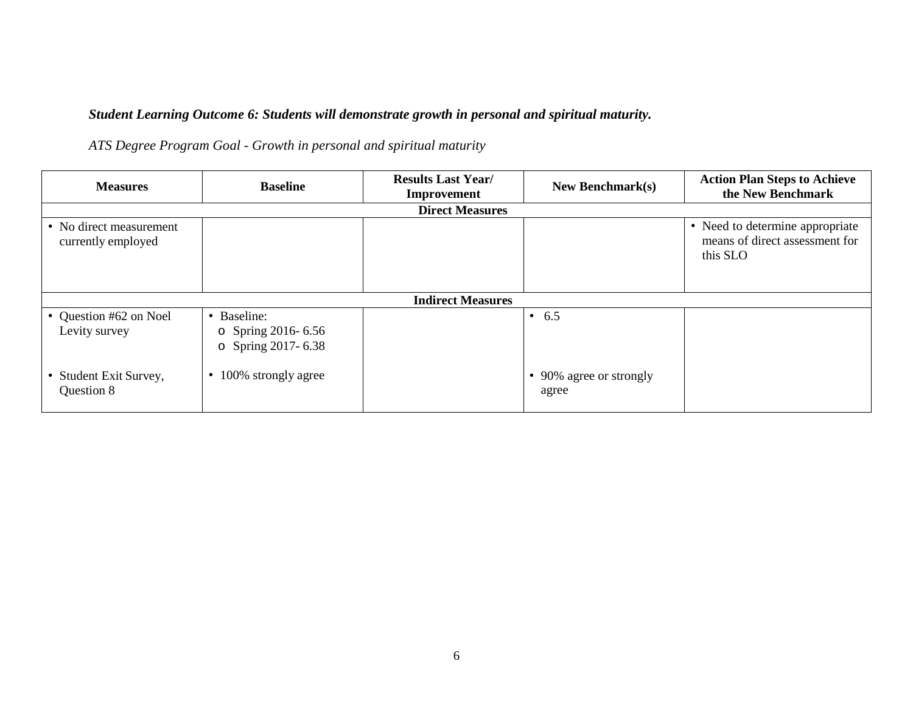***Student Learning Outcome 6: Students will demonstrate growth in personal and spiritual maturity.***

*ATS Degree Program Goal - Growth in personal and spiritual maturity*

| Measures | Baseline | Results Last Year/ Improvement | New Benchmark(s) | Action Plan Steps to Achieve the New Benchmark |
|---|---|---|---|---|
| **Direct Measures** | | | | |
| • No direct measurement currently employed | | | | • Need to determine appropriate means of direct assessment for this SLO |
| **Indirect Measures** | | | | |
| • Question #62 on Noel Levity survey | • Baseline:<br>o Spring 2016- 6.56<br>o Spring 2017- 6.38 | | • 6.5 | |
| • Student Exit Survey, Question 8 | • 100% strongly agree | | • 90% agree or strongly agree | |